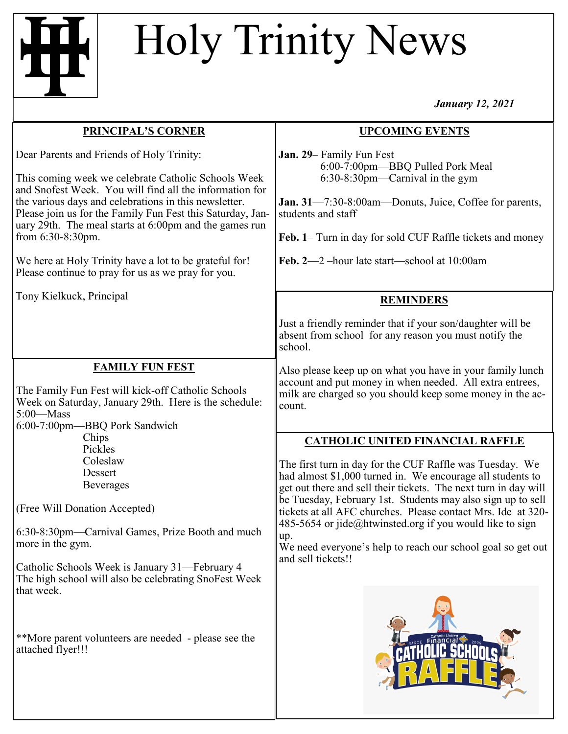# Holy Trinity News

*January 12, 2021*

## PRINCIPAL'S CORNER

Dear Parents and Friends of Holy Trinity:

This coming week we celebrate Catholic Schools Week and Snofest Week. You will find all the information for the various days and celebrations in this newsletter. Please join us for the Family Fun Fest this Saturday, January 29th. The meal starts at 6:00pm and the games run from 6:30-8:30pm.

We here at Holy Trinity have a lot to be grateful for! Please continue to pray for us as we pray for you.

Tony Kielkuck, Principal

## FAMILY FUN FEST

The Family Fun Fest will kick-off Catholic Schools Week on Saturday, January 29th. Here is the schedule:

5:00—Mass

6:00-7:00pm—BBQ Pork Sandwich
- Chips
- Pickles
- Coleslaw
- Dessert
- Beverages

(Free Will Donation Accepted)

6:30-8:30pm—Carnival Games, Prize Booth and much more in the gym.

Catholic Schools Week is January 31—February 4
The high school will also be celebrating SnoFest Week that week.

**More parent volunteers are needed - please see the attached flyer!!!

## UPCOMING EVENTS

**Jan. 29**– Family Fun Fest
6:00-7:00pm—BBQ Pulled Pork Meal
6:30-8:30pm—Carnival in the gym

**Jan. 31**—7:30-8:00am—Donuts, Juice, Coffee for parents, students and staff

**Feb. 1**– Turn in day for sold CUF Raffle tickets and money

**Feb. 2**—2 –hour late start—school at 10:00am

## REMINDERS

Just a friendly reminder that if your son/daughter will be absent from school for any reason you must notify the school.

Also please keep up on what you have in your family lunch account and put money in when needed. All extra entrees, milk are charged so you should keep some money in the account.

## CATHOLIC UNITED FINANCIAL RAFFLE

The first turn in day for the CUF Raffle was Tuesday. We had almost $1,000 turned in. We encourage all students to get out there and sell their tickets. The next turn in day will be Tuesday, February 1st. Students may also sign up to sell tickets at all AFC churches. Please contact Mrs. Ide at 320-485-5654 or jide@htwinsted.org if you would like to sign up.

We need everyone's help to reach our school goal so get out and sell tickets!!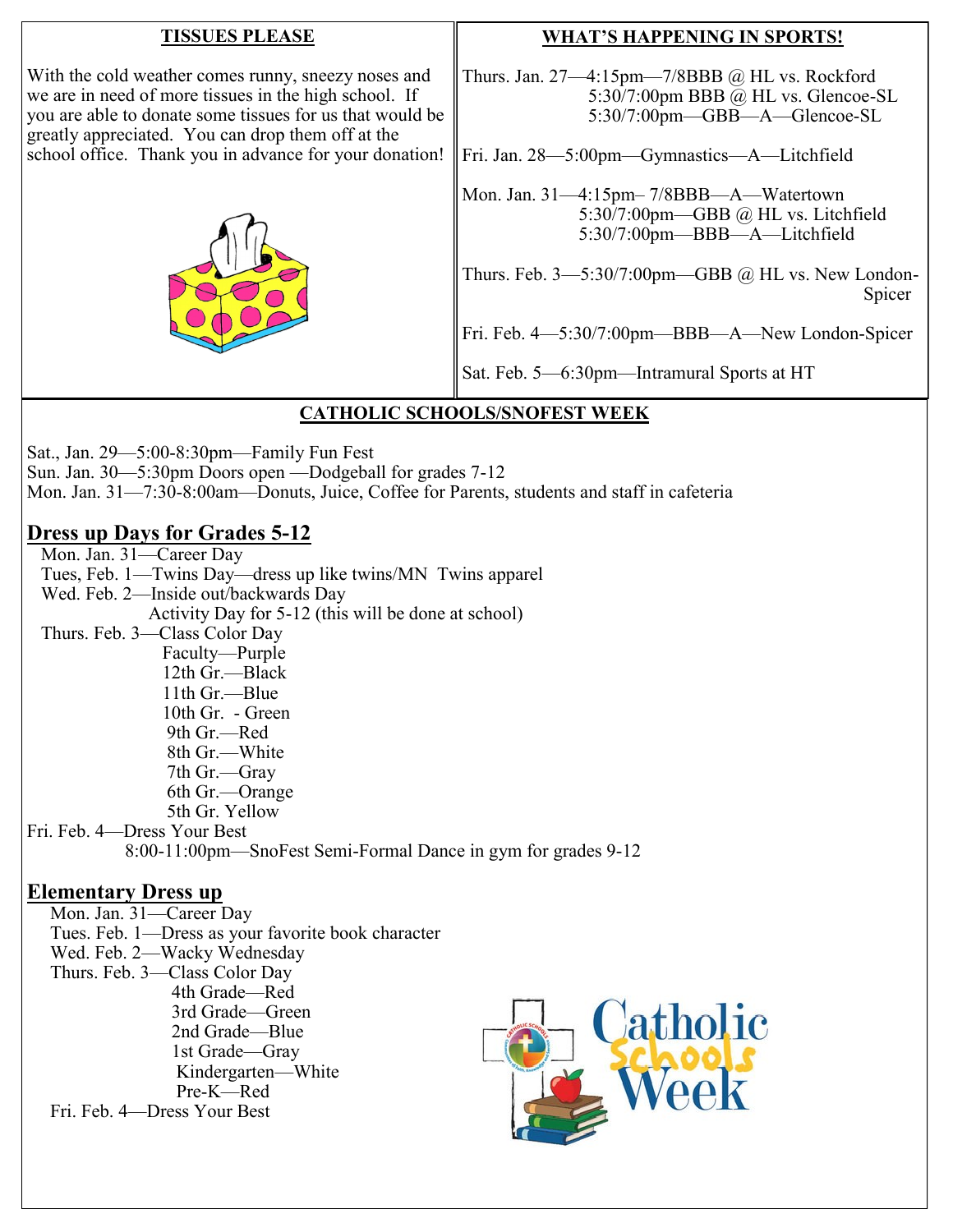## TISSUES PLEASE

With the cold weather comes runny, sneezy noses and we are in need of more tissues in the high school. If you are able to donate some tissues for us that would be greatly appreciated. You can drop them off at the school office. Thank you in advance for your donation!

## WHAT'S HAPPENING IN SPORTS!

Thurs. Jan. 27—4:15pm—7/8BBB @ HL vs. Rockford
5:30/7:00pm BBB @ HL vs. Glencoe-SL
5:30/7:00pm—GBB—A—Glencoe-SL

Fri. Jan. 28—5:00pm—Gymnastics—A—Litchfield

Mon. Jan. 31—4:15pm– 7/8BBB—A—Watertown
5:30/7:00pm—GBB @ HL vs. Litchfield
5:30/7:00pm—BBB—A—Litchfield

Thurs. Feb. 3—5:30/7:00pm—GBB @ HL vs. New London-Spicer

Fri. Feb. 4—5:30/7:00pm—BBB—A—New London-Spicer

Sat. Feb. 5—6:30pm—Intramural Sports at HT

## CATHOLIC SCHOOLS/SNOFEST WEEK

Sat., Jan. 29—5:00-8:30pm—Family Fun Fest
Sun. Jan. 30—5:30pm Doors open —Dodgeball for grades 7-12
Mon. Jan. 31—7:30-8:00am—Donuts, Juice, Coffee for Parents, students and staff in cafeteria

### Dress up Days for Grades 5-12

Mon. Jan. 31—Career Day
Tues, Feb. 1—Twins Day—dress up like twins/MN Twins apparel
Wed. Feb. 2—Inside out/backwards Day
Activity Day for 5-12 (this will be done at school)
Thurs. Feb. 3—Class Color Day
Faculty—Purple
12th Gr.—Black
11th Gr.—Blue
10th Gr. - Green
9th Gr.—Red
8th Gr.—White
7th Gr.—Gray
6th Gr.—Orange
5th Gr. Yellow
Fri. Feb. 4—Dress Your Best
8:00-11:00pm—SnoFest Semi-Formal Dance in gym for grades 9-12

### Elementary Dress up

Mon. Jan. 31—Career Day
Tues. Feb. 1—Dress as your favorite book character
Wed. Feb. 2—Wacky Wednesday
Thurs. Feb. 3—Class Color Day
4th Grade—Red
3rd Grade—Green
2nd Grade—Blue
1st Grade—Gray
Kindergarten—White
Pre-K—Red
Fri. Feb. 4—Dress Your Best